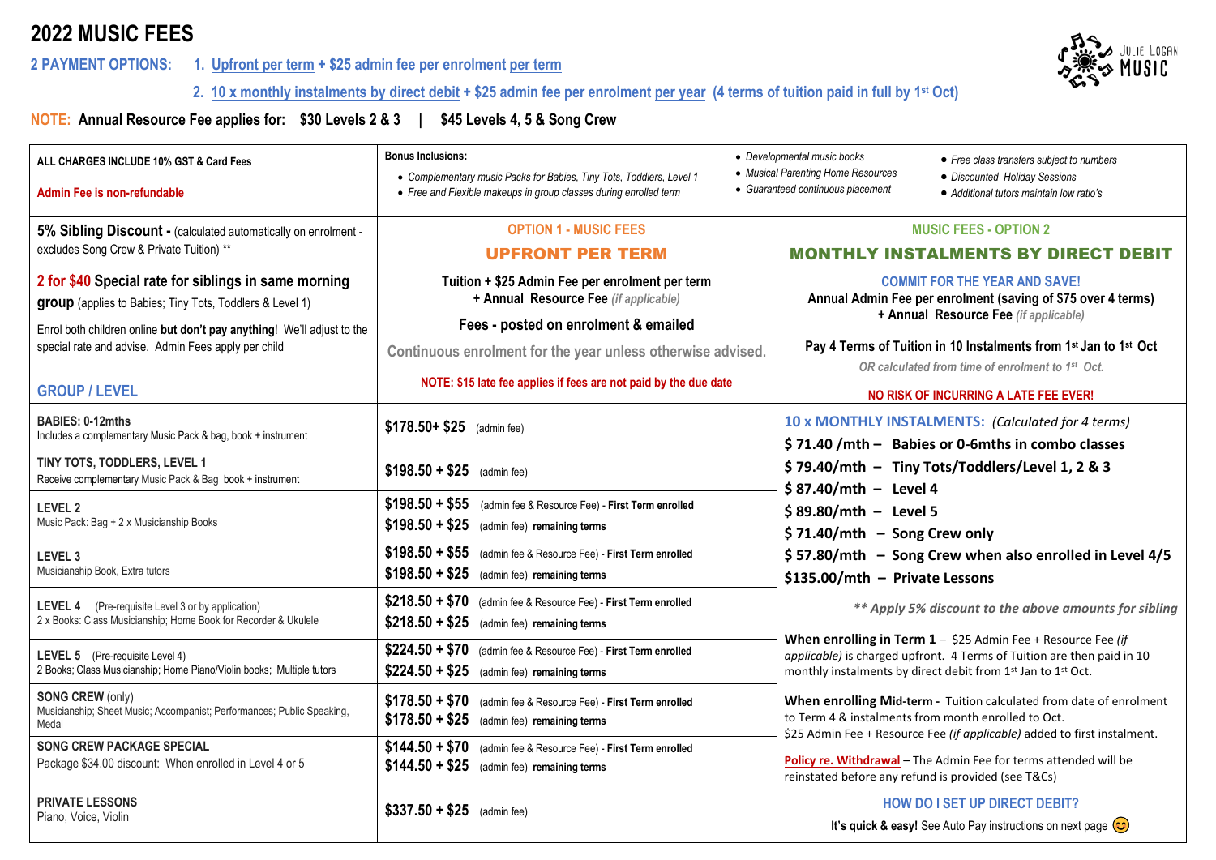# 2022 MUSIC FEES

**2 PAYMENT OPTIONS:**
1. **Upfront per term + $25 admin fee per enrolment per term**
2. **10 x monthly instalments by direct debit + $25 admin fee per enrolment per year (4 terms of tuition paid in full by 1st Oct)**

**NOTE: Annual Resource Fee applies for: $30 Levels 2 & 3 | $45 Levels 4, 5 & Song Crew**

JULIE LOGAN MUSIC

**ALL CHARGES INCLUDE 10% GST & Card Fees**

**Admin Fee is non-refundable**

**Bonus Inclusions:**
- *Complementary music Packs for Babies, Tiny Tots, Toddlers, Level 1*
- *Free and Flexible makeups in group classes during enrolled term*
- *Developmental music books*
- *Musical Parenting Home Resources*
- *Guaranteed continuous placement*
- *Free class transfers subject to numbers*
- *Discounted Holiday Sessions*
- *Additional tutors maintain low ratio's*

**5% Sibling Discount -** (calculated automatically on enrolment - excludes Song Crew & Private Tuition) **

**2 for $40 Special rate for siblings in same morning group** (applies to Babies; Tiny Tots, Toddlers & Level 1)

Enrol both children online **but don't pay anything**! We'll adjust to the special rate and advise. Admin Fees apply per child

| GROUP / LEVEL | OPTION 1 - MUSIC FEES<br>**UPFRONT PER TERM**<br>**Tuition + $25 Admin Fee per enrolment per term + Annual Resource Fee** *(if applicable)*<br>**Fees - posted on enrolment & emailed**<br>Continuous enrolment for the year unless otherwise advised.<br>**NOTE: $15 late fee applies if fees are not paid by the due date** | MUSIC FEES - OPTION 2<br>**MONTHLY INSTALMENTS BY DIRECT DEBIT**<br>**COMMIT FOR THE YEAR AND SAVE!**<br>**Annual Admin Fee per enrolment (saving of $75 over 4 terms) + Annual Resource Fee** *(if applicable)*<br>**Pay 4 Terms of Tuition in 10 Instalments from 1st Jan to 1st Oct**<br>*OR calculated from time of enrolment to 1st Oct.*<br>**NO RISK OF INCURRING A LATE FEE EVER!** |
|---|---|---|
| **BABIES: 0-12mths**<br>Includes a complementary Music Pack & bag, book + instrument | **$178.50+ $25** (admin fee) | **10 x MONTHLY INSTALMENTS:** *(Calculated for 4 terms)*<br>**$ 71.40 /mth – Babies or 0-6mths in combo classes** |
| **TINY TOTS, TODDLERS, LEVEL 1**<br>Receive complementary Music Pack & Bag book + instrument | **$198.50 + $25** (admin fee) | **$ 79.40/mth – Tiny Tots/Toddlers/Level 1, 2 & 3** |
| **LEVEL 2**<br>Music Pack: Bag + 2 x Musicianship Books | **$198.50 + $55** (admin fee & Resource Fee) - **First Term enrolled**<br>**$198.50 + $25** (admin fee) **remaining terms** | **$ 87.40/mth – Level 4** |
| **LEVEL 3**<br>Musicianship Book, Extra tutors | **$198.50 + $55** (admin fee & Resource Fee) - **First Term enrolled**<br>**$198.50 + $25** (admin fee) **remaining terms** | **$ 89.80/mth – Level 5**<br>**$ 71.40/mth – Song Crew only**<br>**$ 57.80/mth – Song Crew when also enrolled in Level 4/5**<br>**$135.00/mth – Private Lessons** |
| **LEVEL 4** (Pre-requisite Level 3 or by application)<br>2 x Books: Class Musicianship; Home Book for Recorder & Ukulele | **$218.50 + $70** (admin fee & Resource Fee) - **First Term enrolled**<br>**$218.50 + $25** (admin fee) **remaining terms** | ***\** Apply 5% discount to the above amounts for sibling*** |
| **LEVEL 5** (Pre-requisite Level 4)<br>2 Books; Class Musicianship; Home Piano/Violin books; Multiple tutors | **$224.50 + $70** (admin fee & Resource Fee) - **First Term enrolled**<br>**$224.50 + $25** (admin fee) **remaining terms** | **When enrolling in Term 1** – $25 Admin Fee + Resource Fee *(if applicable)* is charged upfront. 4 Terms of Tuition are then paid in 10 monthly instalments by direct debit from 1st Jan to 1st Oct. |
| **SONG CREW** (only)<br>Musicianship; Sheet Music; Accompanist; Performances; Public Speaking, Medal | **$178.50 + $70** (admin fee & Resource Fee) - **First Term enrolled**<br>**$178.50 + $25** (admin fee) **remaining terms** | **When enrolling Mid-term -** Tuition calculated from date of enrolment to Term 4 & instalments from month enrolled to Oct.<br>$25 Admin Fee + Resource Fee *(if applicable)* added to first instalment. |
| **SONG CREW PACKAGE SPECIAL**<br>Package $34.00 discount: When enrolled in Level 4 or 5 | **$144.50 + $70** (admin fee & Resource Fee) - **First Term enrolled**<br>**$144.50 + $25** (admin fee) **remaining terms** | **Policy re. Withdrawal** – The Admin Fee for terms attended will be reinstated before any refund is provided (see T&Cs) |
| **PRIVATE LESSONS**<br>Piano, Voice, Violin | **$337.50 + $25** (admin fee) | **HOW DO I SET UP DIRECT DEBIT?**<br>**It's quick & easy!** See Auto Pay instructions on next page 😊 |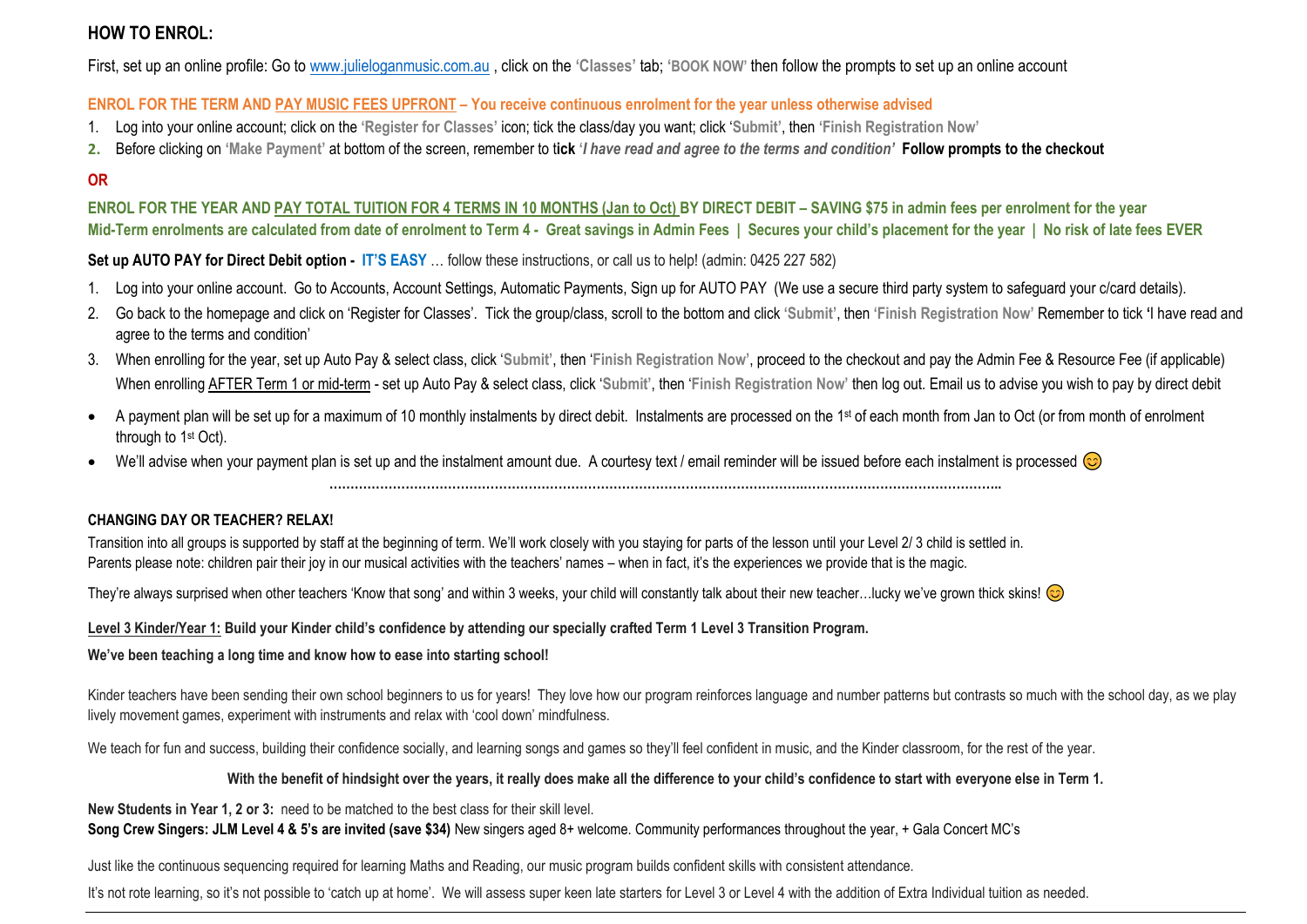## HOW TO ENROL:

First, set up an online profile: Go to www.julieloganmusic.com.au , click on the **'Classes'** tab; **'BOOK NOW'** then follow the prompts to set up an online account

**ENROL FOR THE TERM AND PAY MUSIC FEES UPFRONT – You receive continuous enrolment for the year unless otherwise advised**

1. Log into your online account; click on the **'Register for Classes'** icon; tick the class/day you want; click '**Submit**', then **'Finish Registration Now'**
2. Before clicking on **'Make Payment'** at bottom of the screen, remember to t**ick *'I have read and agree to the terms and condition'*** **Follow prompts to the checkout**

**OR**

**ENROL FOR THE YEAR AND PAY TOTAL TUITION FOR 4 TERMS IN 10 MONTHS (Jan to Oct) BY DIRECT DEBIT – SAVING $75 in admin fees per enrolment for the year**
**Mid-Term enrolments are calculated from date of enrolment to Term 4 - Great savings in Admin Fees | Secures your child's placement for the year | No risk of late fees EVER**

**Set up AUTO PAY for Direct Debit option - IT'S EASY** … follow these instructions, or call us to help! (admin: 0425 227 582)

1. Log into your online account. Go to Accounts, Account Settings, Automatic Payments, Sign up for AUTO PAY (We use a secure third party system to safeguard your c/card details).
2. Go back to the homepage and click on 'Register for Classes'. Tick the group/class, scroll to the bottom and click **'Submit'**, then **'Finish Registration Now'** Remember to tick **'**I have read and agree to the terms and condition'
3. When enrolling for the year, set up Auto Pay & select class, click '**Submit**', then '**Finish Registration Now'**, proceed to the checkout and pay the Admin Fee & Resource Fee (if applicable)
   When enrolling AFTER Term 1 or mid-term - set up Auto Pay & select class, click '**Submit**', then '**Finish Registration Now**' then log out. Email us to advise you wish to pay by direct debit

- A payment plan will be set up for a maximum of 10 monthly instalments by direct debit. Instalments are processed on the 1st of each month from Jan to Oct (or from month of enrolment through to 1st Oct).
- We'll advise when your payment plan is set up and the instalment amount due. A courtesy text / email reminder will be issued before each instalment is processed 😊

……………………………………………………………………………………………………………………………………………

**CHANGING DAY OR TEACHER? RELAX!**

Transition into all groups is supported by staff at the beginning of term. We'll work closely with you staying for parts of the lesson until your Level 2/ 3 child is settled in.
Parents please note: children pair their joy in our musical activities with the teachers' names – when in fact, it's the experiences we provide that is the magic.

They're always surprised when other teachers 'Know that song' and within 3 weeks, your child will constantly talk about their new teacher…lucky we've grown thick skins! 😊

**Level 3 Kinder/Year 1: Build your Kinder child's confidence by attending our specially crafted Term 1 Level 3 Transition Program.**

**We've been teaching a long time and know how to ease into starting school!**

Kinder teachers have been sending their own school beginners to us for years! They love how our program reinforces language and number patterns but contrasts so much with the school day, as we play lively movement games, experiment with instruments and relax with 'cool down' mindfulness.

We teach for fun and success, building their confidence socially, and learning songs and games so they'll feel confident in music, and the Kinder classroom, for the rest of the year.

**With the benefit of hindsight over the years, it really does make all the difference to your child's confidence to start with everyone else in Term 1.**

**New Students in Year 1, 2 or 3:** need to be matched to the best class for their skill level.
**Song Crew Singers: JLM Level 4 & 5's are invited (save $34)** New singers aged 8+ welcome. Community performances throughout the year, + Gala Concert MC's

Just like the continuous sequencing required for learning Maths and Reading, our music program builds confident skills with consistent attendance.

It's not rote learning, so it's not possible to 'catch up at home'. We will assess super keen late starters for Level 3 or Level 4 with the addition of Extra Individual tuition as needed.